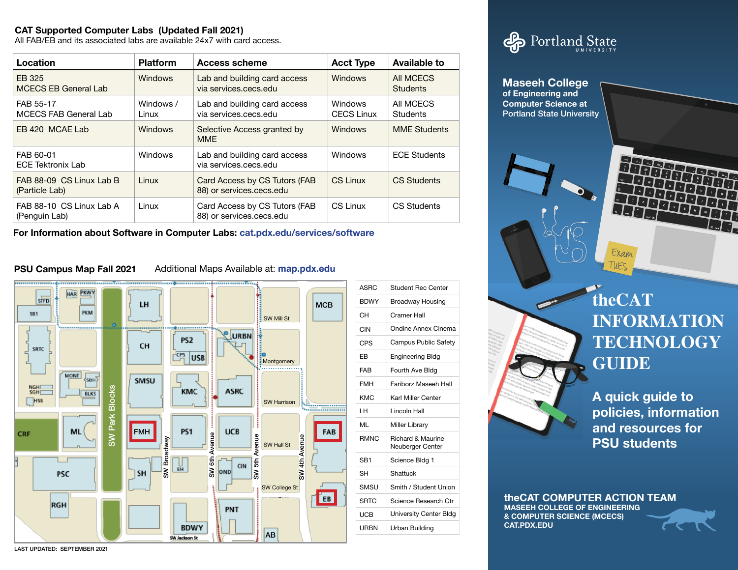## CAT Supported Computer Labs (Updated Fall 2021)

All FAB/EB and its associated labs are available 24x7 with card access.

| Location | Platform | Access scheme | Acct Type | Available to |
|---|---|---|---|---|
| EB 325 MCECS EB General Lab | Windows | Lab and building card access via services.cecs.edu | Windows | All MCECS Students |
| FAB 55-17 MCECS FAB General Lab | Windows / Linux | Lab and building card access via services.cecs.edu | Windows CECS Linux | All MCECS Students |
| EB 420 MCAE Lab | Windows | Selective Access granted by MME | Windows | MME Students |
| FAB 60-01 ECE Tektronix Lab | Windows | Lab and building card access via services.cecs.edu | Windows | ECE Students |
| FAB 88-09 CS Linux Lab B (Particle Lab) | Linux | Card Access by CS Tutors (FAB 88) or services.cecs.edu | CS Linux | CS Students |
| FAB 88-10 CS Linux Lab A (Penguin Lab) | Linux | Card Access by CS Tutors (FAB 88) or services.cecs.edu | CS Linux | CS Students |

**For Information about Software in Computer Labs: cat.pdx.edu/services/software**

## PSU Campus Map Fall 2021

Additional Maps Available at: **map.pdx.edu**

| | |
|---|---|
| ASRC | Student Rec Center |
| BDWY | Broadway Housing |
| CH | Cramer Hall |
| CIN | Ondine Annex Cinema |
| CPS | Campus Public Safety |
| EB | Engineering Bldg |
| FAB | Fourth Ave Bldg |
| FMH | Fariborz Maseeh Hall |
| KMC | Karl Miller Center |
| LH | Lincoln Hall |
| ML | Miller Library |
| RMNC | Richard & Maurine Neuberger Center |
| SB1 | Science Bldg 1 |
| SH | Shattuck |
| SMSU | Smith / Student Union |
| SRTC | Science Research Ctr |
| UCB | University Center Bldg |
| URBN | Urban Building |

LAST UPDATED: SEPTEMBER 2021

Portland State University

**Maseeh College of Engineering and Computer Science at Portland State University**

# theCAT INFORMATION TECHNOLOGY GUIDE

**A quick guide to policies, information and resources for PSU students**

**theCAT COMPUTER ACTION TEAM**
MASEEH COLLEGE OF ENGINEERING & COMPUTER SCIENCE (MCECS)
CAT.PDX.EDU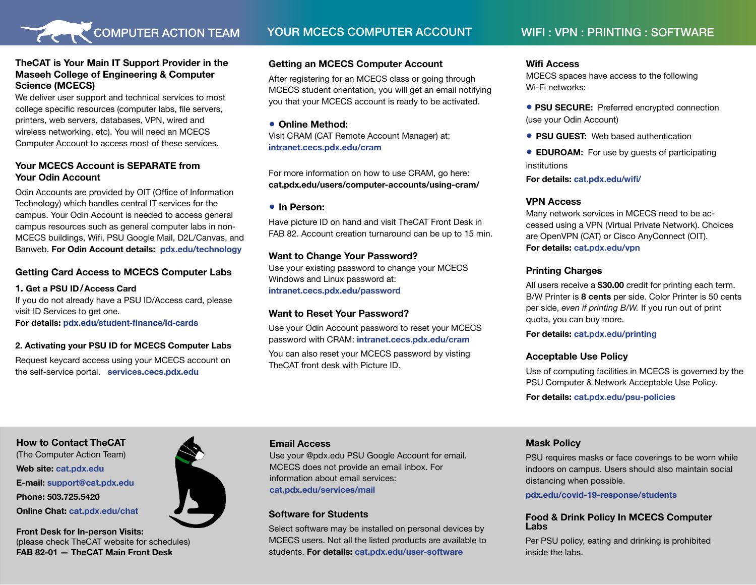# COMPUTER ACTION TEAM

## TheCAT is Your Main IT Support Provider in the Maseeh College of Engineering & Computer Science (MCECS)

We deliver user support and technical services to most college specific resources (computer labs, file servers, printers, web servers, databases, VPN, wired and wireless networking, etc). You will need an MCECS Computer Account to access most of these services.

## Your MCECS Account is SEPARATE from Your Odin Account

Odin Accounts are provided by OIT (Office of Information Technology) which handles central IT services for the campus. Your Odin Account is needed to access general campus resources such as general computer labs in non-MCECS buildings, Wifi, PSU Google Mail, D2L/Canvas, and Banweb. **For Odin Account details:** pdx.edu/technology

## Getting Card Access to MCECS Computer Labs

### 1. Get a PSU ID / Access Card

If you do not already have a PSU ID/Access card, please visit ID Services to get one.

**For details:** pdx.edu/student-finance/id-cards

### 2. Activating your PSU ID for MCECS Computer Labs

Request keycard access using your MCECS account on the self-service portal. services.cecs.pdx.edu

# YOUR MCECS COMPUTER ACCOUNT

## Getting an MCECS Computer Account

After registering for an MCECS class or going through MCECS student orientation, you will get an email notifying you that your MCECS account is ready to be activated.

- **Online Method:**

Visit CRAM (CAT Remote Account Manager) at: **intranet.cecs.pdx.edu/cram**

For more information on how to use CRAM, go here: **cat.pdx.edu/users/computer-accounts/using-cram/**

- **In Person:**

Have picture ID on hand and visit TheCAT Front Desk in FAB 82. Account creation turnaround can be up to 15 min.

## Want to Change Your Password?

Use your existing password to change your MCECS Windows and Linux password at: **intranet.cecs.pdx.edu/password**

## Want to Reset Your Password?

Use your Odin Account password to reset your MCECS password with CRAM: **intranet.cecs.pdx.edu/cram**

You can also reset your MCECS password by visting TheCAT front desk with Picture ID.

# WIFI : VPN : PRINTING : SOFTWARE

## Wifi Access

MCECS spaces have access to the following Wi-Fi networks:

- **PSU SECURE:** Preferred encrypted connection (use your Odin Account)
- **PSU GUEST:** Web based authentication
- **EDUROAM:** For use by guests of participating institutions

**For details:** cat.pdx.edu/wifi/

## VPN Access

Many network services in MCECS need to be accessed using a VPN (Virtual Private Network). Choices are OpenVPN (CAT) or Cisco AnyConnect (OIT).

**For details:** cat.pdx.edu/vpn

## Printing Charges

All users receive a **$30.00** credit for printing each term. B/W Printer is **8 cents** per side. Color Printer is 50 cents per side, *even if printing B/W.* If you run out of print quota, you can buy more.

**For details:** cat.pdx.edu/printing

## Acceptable Use Policy

Use of computing facilities in MCECS is governed by the PSU Computer & Network Acceptable Use Policy.

**For details:** cat.pdx.edu/psu-policies

## How to Contact TheCAT

(The Computer Action Team)

**Web site:** cat.pdx.edu

**E-mail:** support@cat.pdx.edu

**Phone:** 503.725.5420

**Online Chat:** cat.pdx.edu/chat

**Front Desk for In-person Visits:**
(please check TheCAT website for schedules)
**FAB 82-01 — TheCAT Main Front Desk**

## Email Access

Use your @pdx.edu PSU Google Account for email. MCECS does not provide an email inbox. For information about email services: cat.pdx.edu/services/mail

## Software for Students

Select software may be installed on personal devices by MCECS users. Not all the listed products are available to students. **For details:** cat.pdx.edu/user-software

## Mask Policy

PSU requires masks or face coverings to be worn while indoors on campus. Users should also maintain social distancing when possible.

pdx.edu/covid-19-response/students

## Food & Drink Policy In MCECS Computer Labs

Per PSU policy, eating and drinking is prohibited inside the labs.